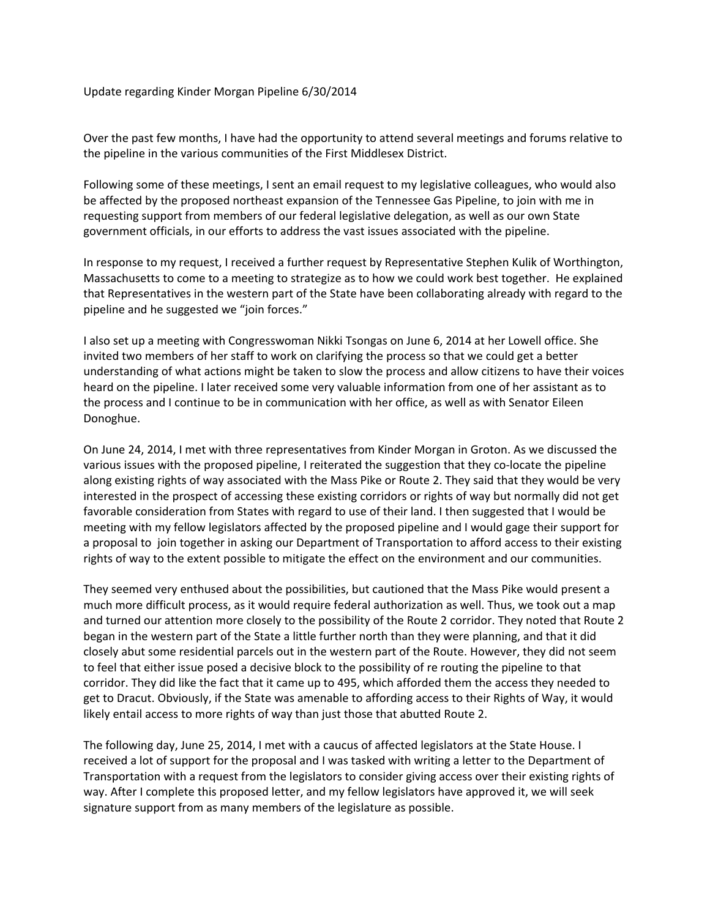Update regarding Kinder Morgan Pipeline 6/30/2014

Over the past few months, I have had the opportunity to attend several meetings and forums relative to the pipeline in the various communities of the First Middlesex District.

Following some of these meetings, I sent an email request to my legislative colleagues, who would also be affected by the proposed northeast expansion of the Tennessee Gas Pipeline, to join with me in requesting support from members of our federal legislative delegation, as well as our own State government officials, in our efforts to address the vast issues associated with the pipeline.

In response to my request, I received a further request by Representative Stephen Kulik of Worthington, Massachusetts to come to a meeting to strategize as to how we could work best together. He explained that Representatives in the western part of the State have been collaborating already with regard to the pipeline and he suggested we "join forces."

I also set up a meeting with Congresswoman Nikki Tsongas on June 6, 2014 at her Lowell office. She invited two members of her staff to work on clarifying the process so that we could get a better understanding of what actions might be taken to slow the process and allow citizens to have their voices heard on the pipeline. I later received some very valuable information from one of her assistant as to the process and I continue to be in communication with her office, as well as with Senator Eileen Donoghue.

On June 24, 2014, I met with three representatives from Kinder Morgan in Groton. As we discussed the various issues with the proposed pipeline, I reiterated the suggestion that they co-locate the pipeline along existing rights of way associated with the Mass Pike or Route 2. They said that they would be very interested in the prospect of accessing these existing corridors or rights of way but normally did not get favorable consideration from States with regard to use of their land. I then suggested that I would be meeting with my fellow legislators affected by the proposed pipeline and I would gage their support for a proposal to join together in asking our Department of Transportation to afford access to their existing rights of way to the extent possible to mitigate the effect on the environment and our communities.

They seemed very enthused about the possibilities, but cautioned that the Mass Pike would present a much more difficult process, as it would require federal authorization as well. Thus, we took out a map and turned our attention more closely to the possibility of the Route 2 corridor. They noted that Route 2 began in the western part of the State a little further north than they were planning, and that it did closely abut some residential parcels out in the western part of the Route. However, they did not seem to feel that either issue posed a decisive block to the possibility of re routing the pipeline to that corridor. They did like the fact that it came up to 495, which afforded them the access they needed to get to Dracut. Obviously, if the State was amenable to affording access to their Rights of Way, it would likely entail access to more rights of way than just those that abutted Route 2.

The following day, June 25, 2014, I met with a caucus of affected legislators at the State House. I received a lot of support for the proposal and I was tasked with writing a letter to the Department of Transportation with a request from the legislators to consider giving access over their existing rights of way. After I complete this proposed letter, and my fellow legislators have approved it, we will seek signature support from as many members of the legislature as possible.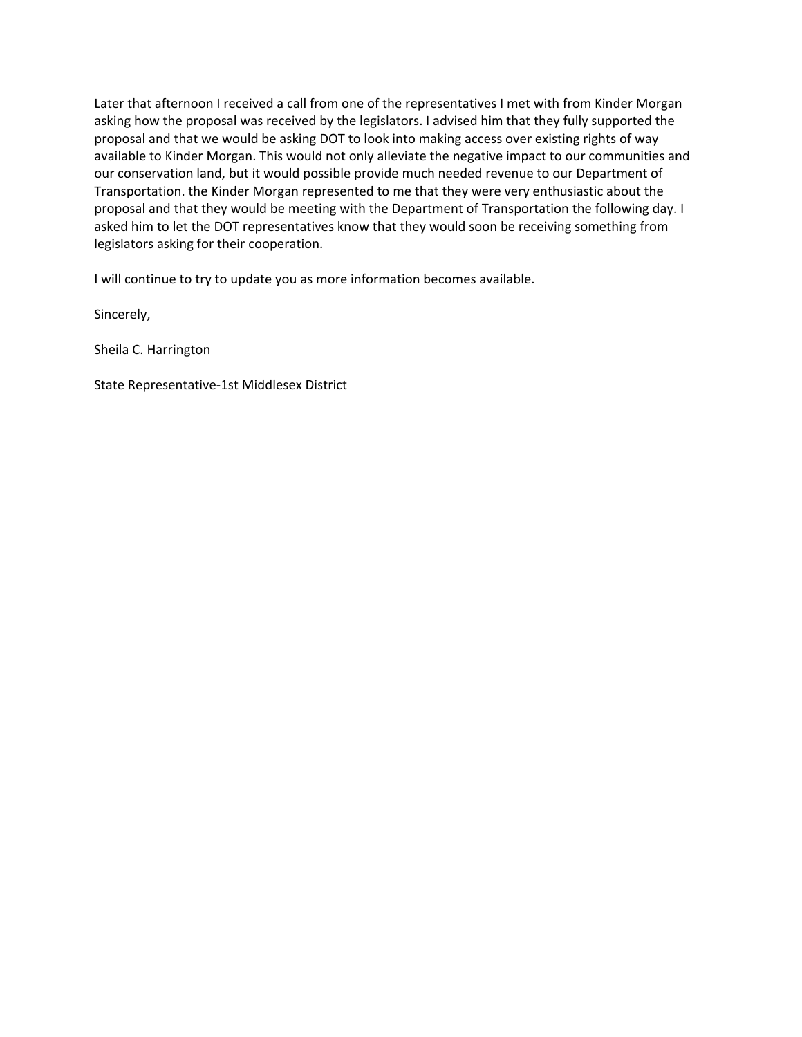Later that afternoon I received a call from one of the representatives I met with from Kinder Morgan asking how the proposal was received by the legislators. I advised him that they fully supported the proposal and that we would be asking DOT to look into making access over existing rights of way available to Kinder Morgan. This would not only alleviate the negative impact to our communities and our conservation land, but it would possible provide much needed revenue to our Department of Transportation. the Kinder Morgan represented to me that they were very enthusiastic about the proposal and that they would be meeting with the Department of Transportation the following day. I asked him to let the DOT representatives know that they would soon be receiving something from legislators asking for their cooperation.

I will continue to try to update you as more information becomes available.

Sincerely,

Sheila C. Harrington

State Representative-1st Middlesex District